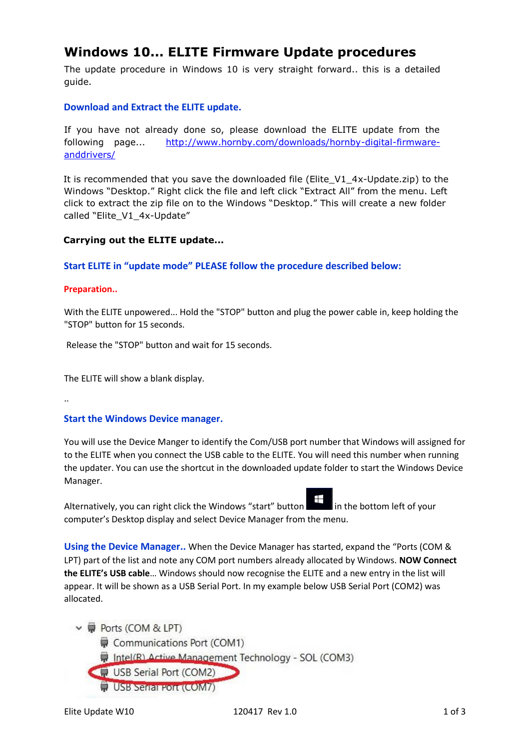# Windows 10... ELITE Firmware Update procedures

The update procedure in Windows 10 is very straight forward.. this is a detailed guide.

### Download and Extract the ELITE update.

If you have not already done so, please download the ELITE update from the following page... [http://www.hornby.com/downloads/hornby-digital-firmware-anddrivers/](http://www.hornby.com/downloads/hornby-digital-firmware-anddrivers/)

It is recommended that you save the downloaded file (Elite_V1_4x-Update.zip) to the Windows "Desktop." Right click the file and left click "Extract All" from the menu. Left click to extract the zip file on to the Windows "Desktop." This will create a new folder called "Elite_V1_4x-Update"

**Carrying out the ELITE update...**

### Start ELITE in "update mode" PLEASE follow the procedure described below:

**Preparation..**

With the ELITE unpowered... Hold the "STOP" button and plug the power cable in, keep holding the "STOP" button for 15 seconds.

Release the "STOP" button and wait for 15 seconds.

The ELITE will show a blank display.

..

### Start the Windows Device manager.

You will use the Device Manger to identify the Com/USB port number that Windows will assigned for to the ELITE when you connect the USB cable to the ELITE. You will need this number when running the updater. You can use the shortcut in the downloaded update folder to start the Windows Device Manager.

Alternatively, you can right click the Windows "start" button in the bottom left of your computer's Desktop display and select Device Manager from the menu.

**Using the Device Manager..** When the Device Manager has started, expand the "Ports (COM & LPT) part of the list and note any COM port numbers already allocated by Windows. **NOW Connect the ELITE's USB cable**... Windows should now recognise the ELITE and a new entry in the list will appear. It will be shown as a USB Serial Port. In my example below USB Serial Port (COM2) was allocated.

- Ports (COM & LPT)
  - Communications Port (COM1)
  - Intel(R) Active Management Technology - SOL (COM3)
  - USB Serial Port (COM2)
  - USB Serial Port (COM7)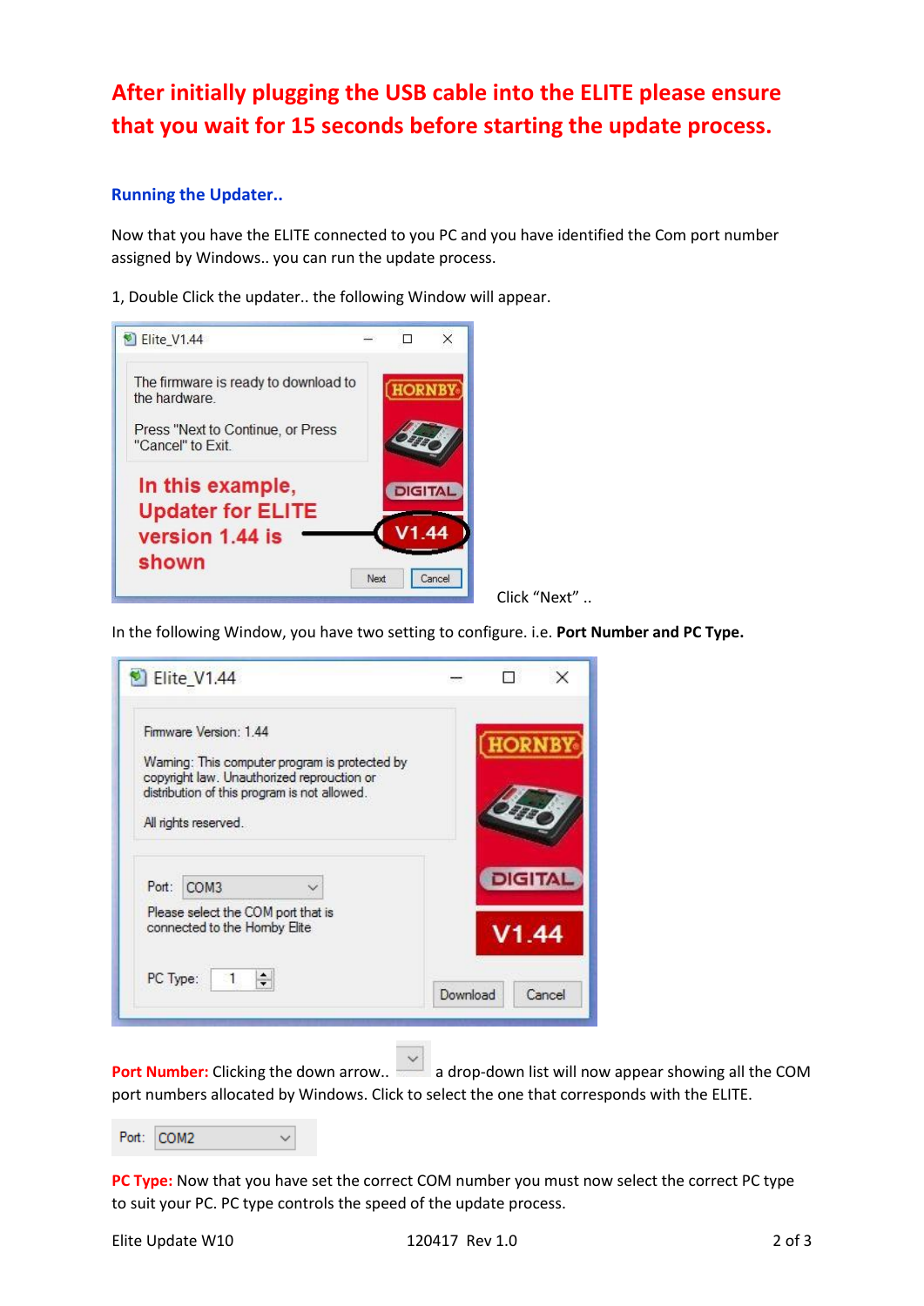**After initially plugging the USB cable into the ELITE please ensure that you wait for 15 seconds before starting the update process.**

### Running the Updater..

Now that you have the ELITE connected to you PC and you have identified the Com port number assigned by Windows.. you can run the update process.

1, Double Click the updater.. the following Window will appear.

Click "Next" ..

In the following Window, you have two setting to configure. i.e. **Port Number and PC Type.**

**Port Number:** Clicking the down arrow.. a drop-down list will now appear showing all the COM port numbers allocated by Windows. Click to select the one that corresponds with the ELITE.

**PC Type:** Now that you have set the correct COM number you must now select the correct PC type to suit your PC. PC type controls the speed of the update process.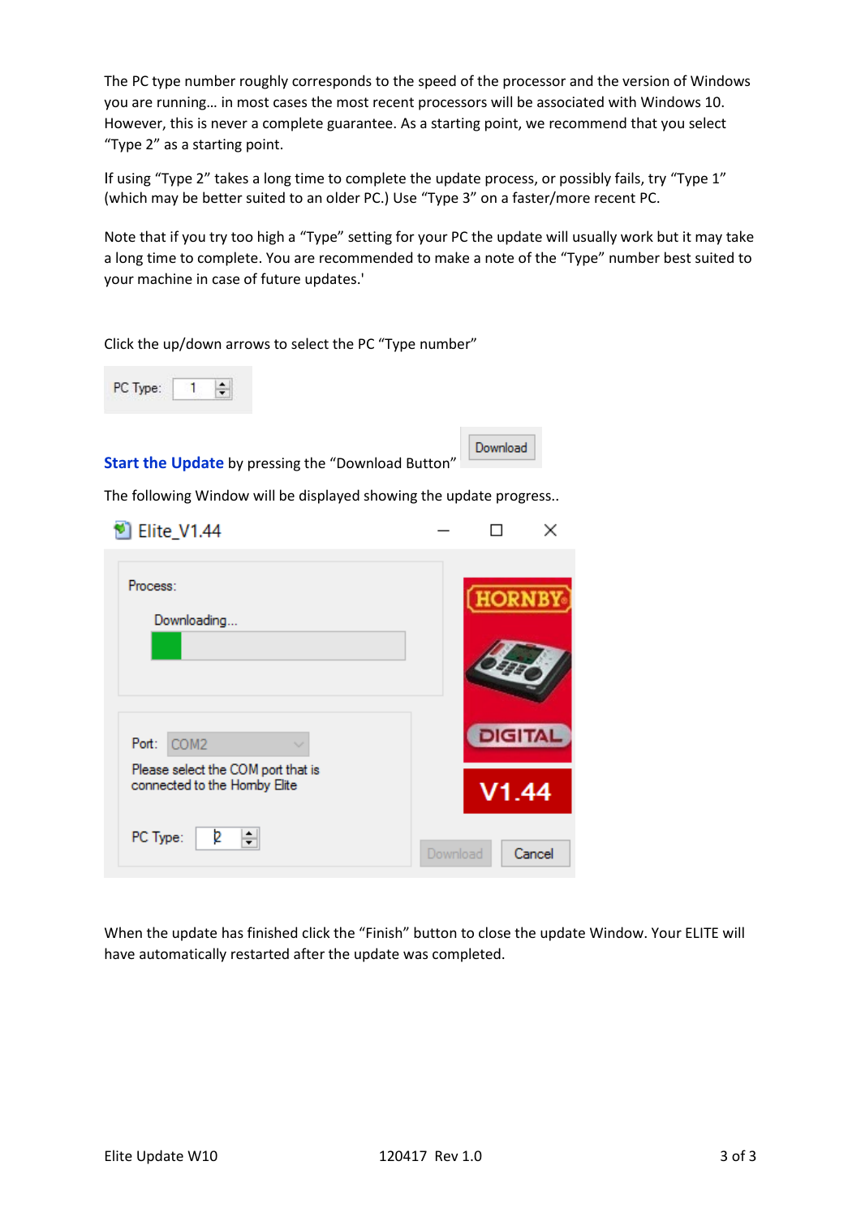The PC type number roughly corresponds to the speed of the processor and the version of Windows you are running… in most cases the most recent processors will be associated with Windows 10. However, this is never a complete guarantee. As a starting point, we recommend that you select “Type 2” as a starting point.

If using “Type 2” takes a long time to complete the update process, or possibly fails, try “Type 1” (which may be better suited to an older PC.) Use “Type 3” on a faster/more recent PC.

Note that if you try too high a “Type” setting for your PC the update will usually work but it may take a long time to complete. You are recommended to make a note of the “Type” number best suited to your machine in case of future updates.'

Click the up/down arrows to select the PC “Type number”

PC Type: 1

**Start the Update** by pressing the “Download Button”

Download

The following Window will be displayed showing the update progress..

Elite_V1.44

Process:

Downloading...

Port: COM2

Please select the COM port that is connected to the Hornby Elite

PC Type: 2

HORNBY

DIGITAL

V1.44

Download

Cancel

When the update has finished click the “Finish” button to close the update Window. Your ELITE will have automatically restarted after the update was completed.